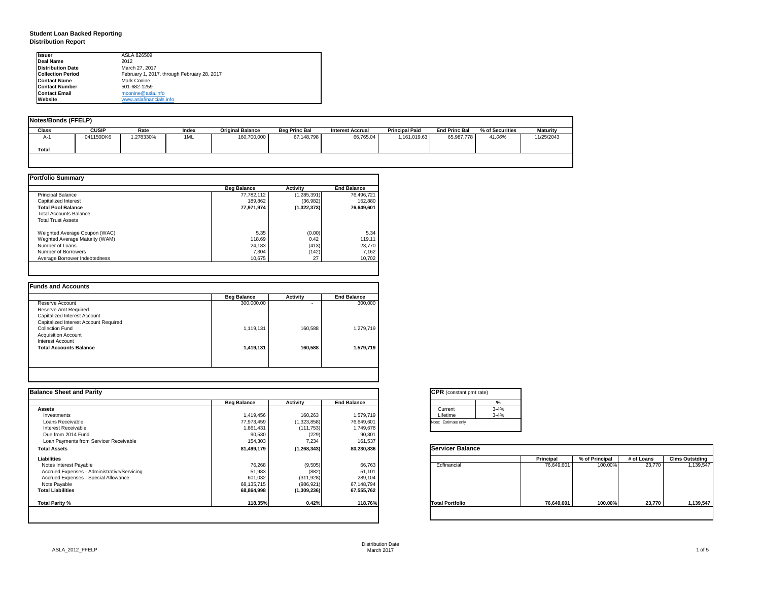# Student Loan Backed Reporting
## Distribution Report

| | |
|---|---|
| **Issuer** | ASLA 826509 |
| **Deal Name** | 2012 |
| **Distribution Date** | March 27, 2017 |
| **Collection Period** | February 1, 2017, through February 28, 2017 |
| **Contact Name** | Mark Conine |
| **Contact Number** | 501-682-1259 |
| **Contact Email** | mconine@asla.info |
| **Website** | www.aslafinancials.info |

### Notes/Bonds (FFELP)

| Class | CUSIP | Rate | Index | Original Balance | Beg Princ Bal | Interest Accrual | Principal Paid | End Princ Bal | % of Securities | Maturity |
|---|---|---|---|---|---|---|---|---|---|---|
| A-1 | 041150DK6 | 1.278330% | 1ML | 160,700,000 | 67,148,798 | 66,765.04 | 1,161,019.63 | 65,987,778 | *41.06%* | 11/25/2043 |
| **Total** | | | | | | | | | | |

### Portfolio Summary

| | Beg Balance | Activity | End Balance |
|---|---|---|---|
| Principal Balance | 77,782,112 | (1,285,391) | 76,496,721 |
| Capitalized Interest | 189,862 | (36,982) | 152,880 |
| **Total Pool Balance** | **77,971,974** | **(1,322,373)** | **76,649,601** |
| Total Accounts Balance | | | |
| Total Trust Assets | | | |
| Weighted Average Coupon (WAC) | 5.35 | (0.00) | 5.34 |
| Weghted Average Maturity (WAM) | 118.69 | 0.42 | 119.11 |
| Number of Loans | 24,183 | (413) | 23,770 |
| Number of Borrowers | 7,304 | (142) | 7,162 |
| Average Borrower Indebtedness | 10,675 | 27 | 10,702 |

### Funds and Accounts

| | Beg Balance | Activity | End Balance |
|---|---|---|---|
| Reserve Account | 300,000.00 | - | 300,000 |
| Reserve Amt Required | | | |
| Capitalized Interest Account | | | |
| Capitalized Interest Account Required | | | |
| Collection Fund | 1,119,131 | 160,588 | 1,279,719 |
| Acquisition Account | | | |
| Interest Account | | | |
| **Total Accounts Balance** | **1,419,131** | **160,588** | **1,579,719** |

### Balance Sheet and Parity

| | Beg Balance | Activity | End Balance |
|---|---|---|---|
| **Assets** | | | |
| Investments | 1,419,456 | 160,263 | 1,579,719 |
| Loans Receivable | 77,973,459 | (1,323,858) | 76,649,601 |
| Interest Receivable | 1,861,431 | (111,753) | 1,749,678 |
| Due from 2014 Fund | 90,530 | (229) | 90,301 |
| Loan Payments from Servicer Receivable | 154,303 | 7,234 | 161,537 |
| **Total Assets** | **81,499,179** | **(1,268,343)** | **80,230,836** |
| **Liabilities** | | | |
| Notes Interest Payable | 76,268 | (9,505) | 66,763 |
| Accrued Expenses - Administrative/Servicing | 51,983 | (882) | 51,101 |
| Accrued Expenses - Special Allowance | 601,032 | (311,928) | 289,104 |
| Note Payable | 68,135,715 | (986,921) | 67,148,794 |
| **Total Liabilities** | **68,864,998** | **(1,309,236)** | **67,555,762** |
| **Total Parity %** | **118.35%** | **0.42%** | **118.76%** |

### CPR (constant pmt rate)

| | % |
|---|---|
| Current | 3-4% |
| Lifetime | 3-4% |

Note: Estimate only

### Servicer Balance

| | Principal | % of Principal | # of Loans | Clms Outstding |
|---|---|---|---|---|
| Edfinancial | 76,649,601 | 100.00% | 23,770 | 1,139,547 |
| **Total Portfolio** | **76,649,601** | **100.00%** | **23,770** | **1,139,547** |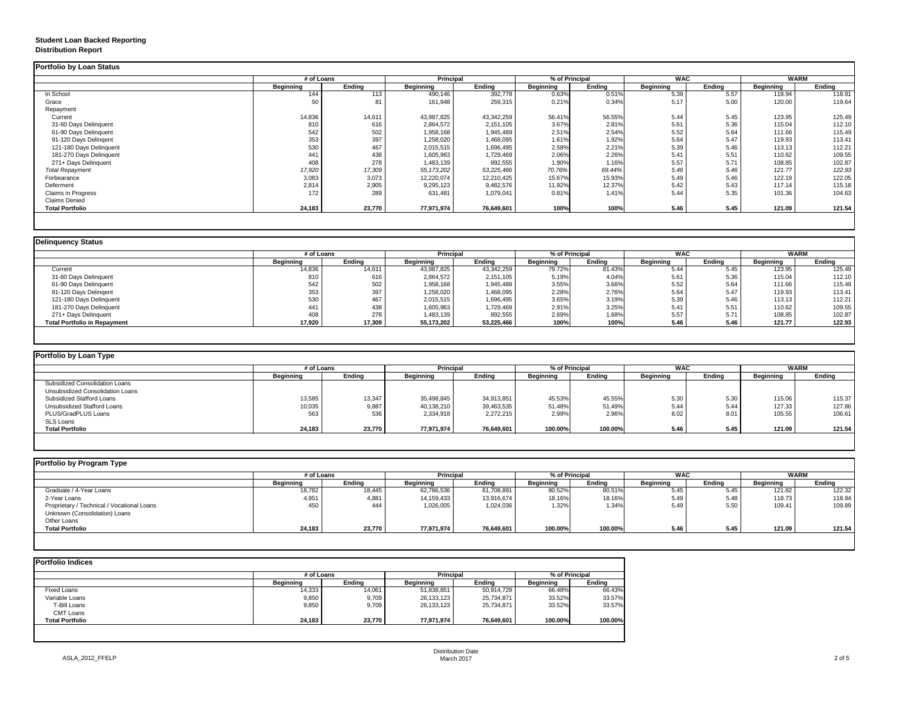**Student Loan Backed Reporting**
**Distribution Report**

### Portfolio by Loan Status

| | # of Loans | | Principal | | % of Principal | | WAC | | WARM | |
|---|---|---|---|---|---|---|---|---|---|---|
| | Beginning | Ending | Beginning | Ending | Beginning | Ending | Beginning | Ending | Beginning | Ending |
| In School | 144 | 113 | 490,146 | 392,778 | 0.63% | 0.51% | 5.39 | 5.57 | 118.94 | 118.91 |
| Grace | 50 | 81 | 161,948 | 259,315 | 0.21% | 0.34% | 5.17 | 5.00 | 120.00 | 119.64 |
| Repayment | | | | | | | | | | |
| Current | 14,836 | 14,611 | 43,987,825 | 43,342,259 | 56.41% | 56.55% | 5.44 | 5.45 | 123.95 | 125.49 |
| 31-60 Days Delinquent | 810 | 616 | 2,864,572 | 2,151,105 | 3.67% | 2.81% | 5.61 | 5.36 | 115.04 | 112.10 |
| 61-90 Days Delinquent | 542 | 502 | 1,958,168 | 1,945,489 | 2.51% | 2.54% | 5.52 | 5.64 | 111.66 | 115.49 |
| 91-120 Days Delingent | 353 | 397 | 1,258,020 | 1,468,095 | 1.61% | 1.92% | 5.64 | 5.47 | 119.93 | 113.41 |
| 121-180 Days Delinquent | 530 | 467 | 2,015,515 | 1,696,495 | 2.58% | 2.21% | 5.39 | 5.46 | 113.13 | 112.21 |
| 181-270 Days Delinquent | 441 | 438 | 1,605,963 | 1,729,469 | 2.06% | 2.26% | 5.41 | 5.51 | 110.62 | 109.55 |
| 271+ Days Delinquent | 408 | 278 | 1,483,139 | 892,555 | 1.90% | 1.16% | 5.57 | 5.71 | 108.85 | 102.87 |
| *Total Repayment* | *17,920* | *17,309* | *55,173,202* | *53,225,466* | *70.76%* | *69.44%* | *5.46* | *5.46* | *121.77* | *122.93* |
| Forbearance | 3,083 | 3,073 | 12,220,074 | 12,210,425 | 15.67% | 15.93% | 5.49 | 5.46 | 122.19 | 122.05 |
| Deferment | 2,814 | 2,905 | 9,295,123 | 9,482,576 | 11.92% | 12.37% | 5.42 | 5.43 | 117.14 | 115.18 |
| Claims in Progress | 172 | 289 | 631,481 | 1,079,041 | 0.81% | 1.41% | 5.44 | 5.35 | 101.36 | 104.63 |
| Claims Denied | | | | | | | | | | |
| **Total Portfolio** | **24,183** | **23,770** | **77,971,974** | **76,649,601** | **100%** | **100%** | **5.46** | **5.45** | **121.09** | **121.54** |

### Delinquency Status

| | # of Loans | | Principal | | % of Principal | | WAC | | WARM | |
|---|---|---|---|---|---|---|---|---|---|---|
| | Beginning | Ending | Beginning | Ending | Beginning | Ending | Beginning | Ending | Beginning | Ending |
| Current | 14,836 | 14,611 | 43,987,825 | 43,342,259 | 79.72% | 81.43% | 5.44 | 5.45 | 123.95 | 125.49 |
| 31-60 Days Delinquent | 810 | 616 | 2,864,572 | 2,151,105 | 5.19% | 4.04% | 5.61 | 5.36 | 115.04 | 112.10 |
| 61-90 Days Delinquent | 542 | 502 | 1,958,168 | 1,945,489 | 3.55% | 3.66% | 5.52 | 5.64 | 111.66 | 115.49 |
| 91-120 Days Delingent | 353 | 397 | 1,258,020 | 1,468,095 | 2.28% | 2.76% | 5.64 | 5.47 | 119.93 | 113.41 |
| 121-180 Days Delinquent | 530 | 467 | 2,015,515 | 1,696,495 | 3.65% | 3.19% | 5.39 | 5.46 | 113.13 | 112.21 |
| 181-270 Days Delinquent | 441 | 438 | 1,605,963 | 1,729,469 | 2.91% | 3.25% | 5.41 | 5.51 | 110.62 | 109.55 |
| 271+ Days Delinquent | 408 | 278 | 1,483,139 | 892,555 | 2.69% | 1.68% | 5.57 | 5.71 | 108.85 | 102.87 |
| **Total Portfolio in Repayment** | **17,920** | **17,309** | **55,173,202** | **53,225,466** | **100%** | **100%** | **5.46** | **5.46** | **121.77** | **122.93** |

### Portfolio by Loan Type

| | # of Loans | | Principal | | % of Principal | | WAC | | WARM | |
|---|---|---|---|---|---|---|---|---|---|---|
| | Beginning | Ending | Beginning | Ending | Beginning | Ending | Beginning | Ending | Beginning | Ending |
| Subsidized Consolidation Loans | | | | | | | | | | |
| Unsubsidized Consolidation Loans | | | | | | | | | | |
| Subsidized Stafford Loans | 13,585 | 13,347 | 35,498,845 | 34,913,851 | 45.53% | 45.55% | 5.30 | 5.30 | 115.06 | 115.37 |
| Unsubsidized Stafford Loans | 10,035 | 9,887 | 40,138,210 | 39,463,535 | 51.48% | 51.49% | 5.44 | 5.44 | 127.33 | 127.86 |
| PLUS/GradPLUS Loans | 563 | 536 | 2,334,918 | 2,272,215 | 2.99% | 2.96% | 8.02 | 8.01 | 105.55 | 106.61 |
| SLS Loans | | | | | | | | | | |
| **Total Portfolio** | **24,183** | **23,770** | **77,971,974** | **76,649,601** | **100.00%** | **100.00%** | **5.46** | **5.45** | **121.09** | **121.54** |

### Portfolio by Program Type

| | # of Loans | | Principal | | % of Principal | | WAC | | WARM | |
|---|---|---|---|---|---|---|---|---|---|---|
| | Beginning | Ending | Beginning | Ending | Beginning | Ending | Beginning | Ending | Beginning | Ending |
| Graduate / 4-Year Loans | 18,782 | 18,445 | 62,786,536 | 61,708,891 | 80.52% | 80.51% | 5.45 | 5.45 | 121.82 | 122.32 |
| 2-Year Loans | 4,951 | 4,881 | 14,159,433 | 13,916,674 | 18.16% | 18.16% | 5.49 | 5.48 | 118.73 | 118.94 |
| Proprietary / Technical / Vocational Loans | 450 | 444 | 1,026,005 | 1,024,036 | 1.32% | 1.34% | 5.49 | 5.50 | 109.41 | 109.89 |
| Unknown (Consolidation) Loans | | | | | | | | | | |
| Other Loans | | | | | | | | | | |
| **Total Portfolio** | **24,183** | **23,770** | **77,971,974** | **76,649,601** | **100.00%** | **100.00%** | **5.46** | **5.45** | **121.09** | **121.54** |

### Portfolio Indices

| | # of Loans | | Principal | | % of Principal | |
|---|---|---|---|---|---|---|
| | Beginning | Ending | Beginning | Ending | Beginning | Ending |
| Fixed Loans | 14,333 | 14,061 | 51,838,851 | 50,914,729 | 66.48% | 66.43% |
| Variable Loans | 9,850 | 9,709 | 26,133,123 | 25,734,871 | 33.52% | 33.57% |
| T-Bill Loans | 9,850 | 9,709 | 26,133,123 | 25,734,871 | 33.52% | 33.57% |
| CMT Loans | | | | | | |
| **Total Portfolio** | **24,183** | **23,770** | **77,971,974** | **76,649,601** | **100.00%** | **100.00%** |

ASLA_2012_FFELP

Distribution Date
March 2017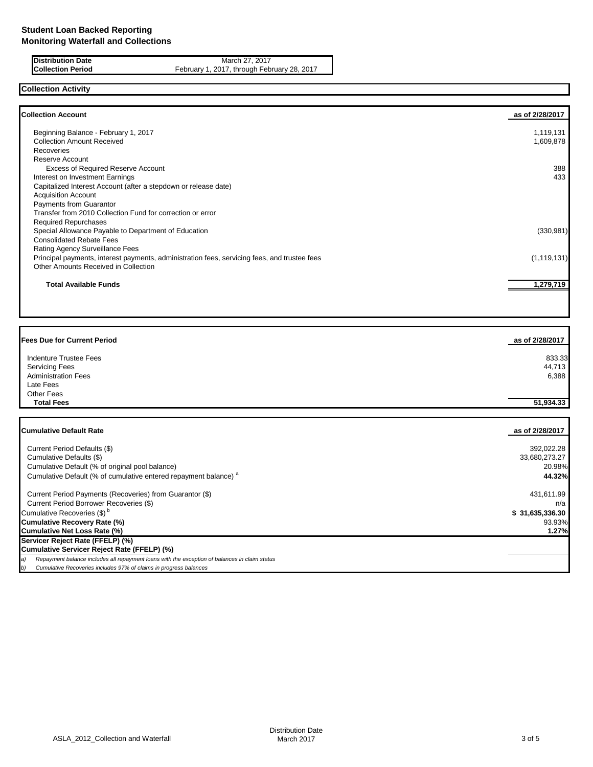# Student Loan Backed Reporting
## Monitoring Waterfall and Collections

| | |
|---|---|
| **Distribution Date** | March 27, 2017 |
| **Collection Period** | February 1, 2017, through February 28, 2017 |

### Collection Activity

| **Collection Account** | **as of 2/28/2017** |
|---|---|
| Beginning Balance - February 1, 2017 | 1,119,131 |
| Collection Amount Received | 1,609,878 |
| Recoveries | |
| Reserve Account | |
| Excess of Required Reserve Account | 388 |
| Interest on Investment Earnings | 433 |
| Capitalized Interest Account (after a stepdown or release date) | |
| Acquisition Account | |
| Payments from Guarantor | |
| Transfer from 2010 Collection Fund for correction or error | |
| Required Repurchases | |
| Special Allowance Payable to Department of Education | (330,981) |
| Consolidated Rebate Fees | |
| Rating Agency Surveillance Fees | |
| Principal payments, interest payments, administration fees, servicing fees, and trustee fees | (1,119,131) |
| Other Amounts Received in Collection | |
| **Total Available Funds** | **1,279,719** |

| **Fees Due for Current Period** | **as of 2/28/2017** |
|---|---|
| Indenture Trustee Fees | 833.33 |
| Servicing Fees | 44,713 |
| Administration Fees | 6,388 |
| Late Fees | |
| Other Fees | |
| **Total Fees** | **51,934.33** |

| **Cumulative Default Rate** | **as of 2/28/2017** |
|---|---|
| Current Period Defaults ($) | 392,022.28 |
| Cumulative Defaults ($) | 33,680,273.27 |
| Cumulative Default (% of original pool balance) | 20.98% |
| Cumulative Default (% of cumulative entered repayment balance) [a] | **44.32%** |
| Current Period Payments (Recoveries) from Guarantor ($) | 431,611.99 |
| Current Period Borrower Recoveries ($) | n/a |
| Cumulative Recoveries ($) [b] | **$ 31,635,336.30** |
| **Cumulative Recovery Rate (%)** | 93.93% |
| **Cumulative Net Loss Rate (%)** | **1.27%** |
| **Servicer Reject Rate (FFELP) (%)** | |
| **Cumulative Servicer Reject Rate (FFELP) (%)** | |

*a) Repayment balance includes all repayment loans with the exception of balances in claim status*

*b) Cumulative Recoveries includes 97% of claims in progress balances*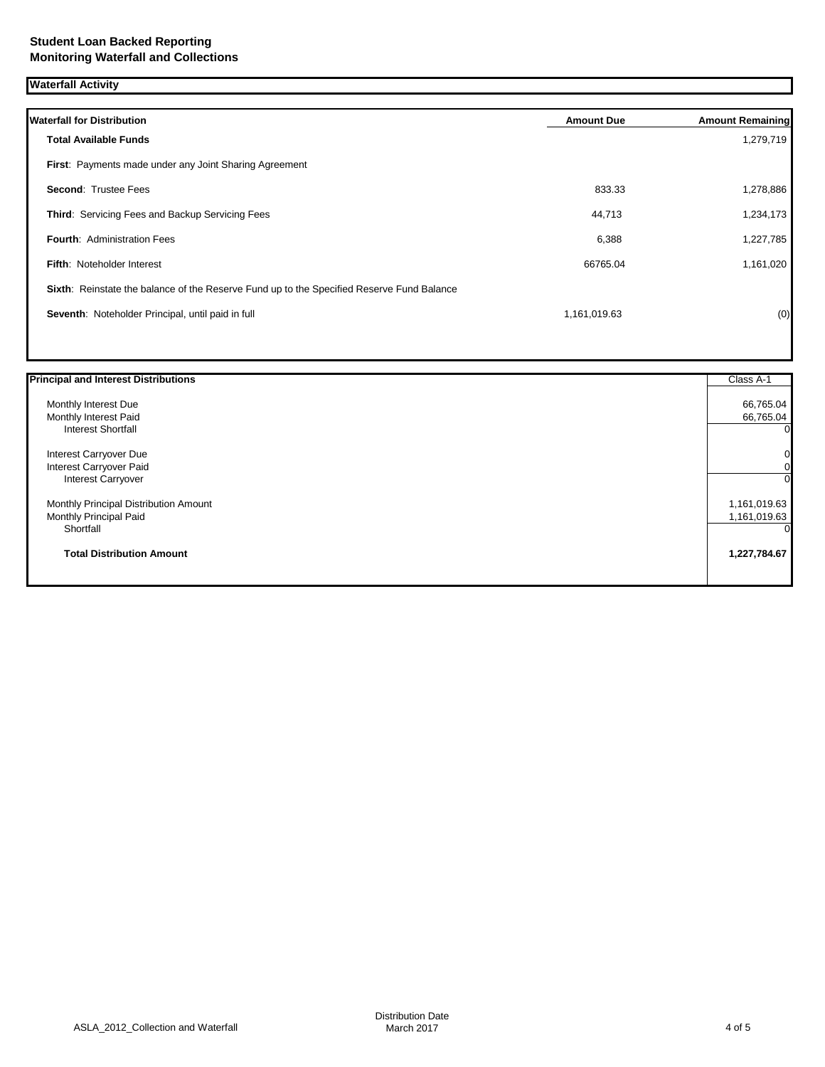**Student Loan Backed Reporting**
**Monitoring Waterfall and Collections**

**Waterfall Activity**

| **Waterfall for Distribution** | **Amount Due** | **Amount Remaining** |
|---|---|---|
| **Total Available Funds** | | 1,279,719 |
| **First**: Payments made under any Joint Sharing Agreement | | |
| **Second**: Trustee Fees | 833.33 | 1,278,886 |
| **Third**: Servicing Fees and Backup Servicing Fees | 44,713 | 1,234,173 |
| **Fourth**: Administration Fees | 6,388 | 1,227,785 |
| **Fifth**: Noteholder Interest | 66765.04 | 1,161,020 |
| **Sixth**: Reinstate the balance of the Reserve Fund up to the Specified Reserve Fund Balance | | |
| **Seventh**: Noteholder Principal, until paid in full | 1,161,019.63 | (0) |

| **Principal and Interest Distributions** | Class A-1 |
|---|---|
| Monthly Interest Due | 66,765.04 |
| Monthly Interest Paid | 66,765.04 |
| Interest Shortfall | 0 |
| Interest Carryover Due | 0 |
| Interest Carryover Paid | 0 |
| Interest Carryover | 0 |
| Monthly Principal Distribution Amount | 1,161,019.63 |
| Monthly Principal Paid | 1,161,019.63 |
| Shortfall | 0 |
| **Total Distribution Amount** | **1,227,784.67** |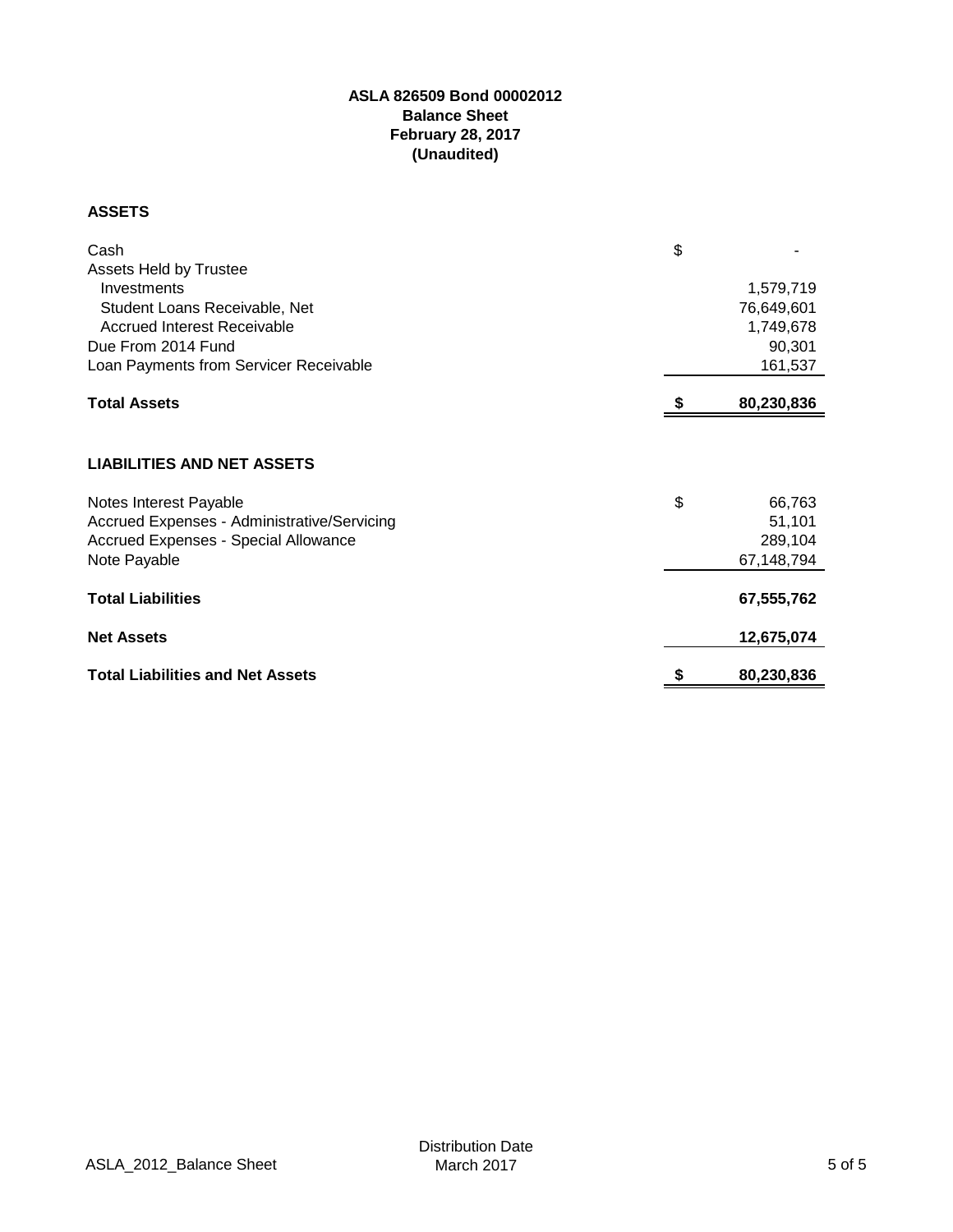**ASLA 826509 Bond 00002012**
**Balance Sheet**
**February 28, 2017**
**(Unaudited)**

**ASSETS**

| | | |
|---|---|---|
| Cash | $ | - |
| Assets Held by Trustee | | |
| Investments | | 1,579,719 |
| Student Loans Receivable, Net | | 76,649,601 |
| Accrued Interest Receivable | | 1,749,678 |
| Due From 2014 Fund | | 90,301 |
| Loan Payments from Servicer Receivable | | 161,537 |
| **Total Assets** | **$** | **80,230,836** |

**LIABILITIES AND NET ASSETS**

| | | |
|---|---|---|
| Notes Interest Payable | $ | 66,763 |
| Accrued Expenses - Administrative/Servicing | | 51,101 |
| Accrued Expenses - Special Allowance | | 289,104 |
| Note Payable | | 67,148,794 |
| **Total Liabilities** | | **67,555,762** |
| **Net Assets** | | **12,675,074** |
| **Total Liabilities and Net Assets** | **$** | **80,230,836** |

ASLA_2012_Balance Sheet

Distribution Date
March 2017